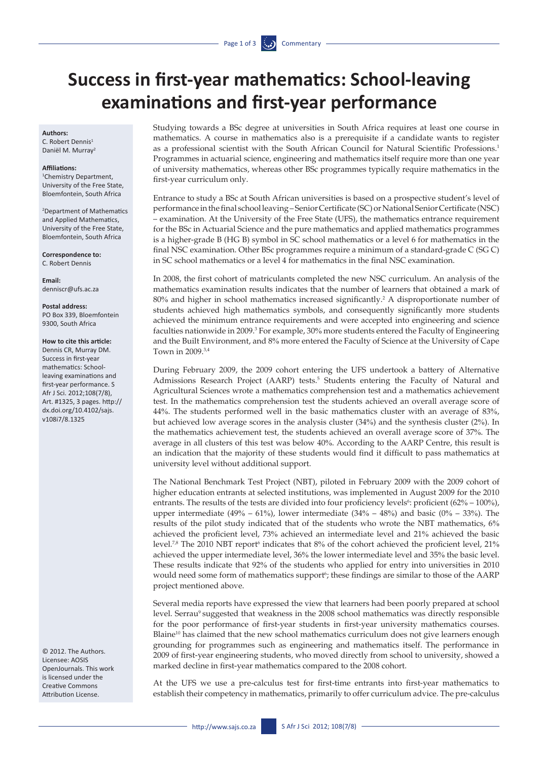# Success in first-year mathematics: School-leaving examinations and first-year performance

**Authors:**
C. Robert Dennis[1]
Daniël M. Murray[2]

**Affiliations:**
[1]Chemistry Department, University of the Free State, Bloemfontein, South Africa

[2]Department of Mathematics and Applied Mathematics, University of the Free State, Bloemfontein, South Africa

**Correspondence to:**
C. Robert Dennis

**Email:**
denniscr@ufs.ac.za

**Postal address:**
PO Box 339, Bloemfontein 9300, South Africa

**How to cite this article:**
Dennis CR, Murray DM. Success in first-year mathematics: School-leaving examinations and first-year performance. S Afr J Sci. 2012;108(7/8), Art. #1325, 3 pages. http://dx.doi.org/10.4102/sajs.v108i7/8.1325

© 2012. The Authors. Licensee: AOSIS OpenJournals. This work is licensed under the Creative Commons Attribution License.

Studying towards a BSc degree at universities in South Africa requires at least one course in mathematics. A course in mathematics also is a prerequisite if a candidate wants to register as a professional scientist with the South African Council for Natural Scientific Professions.[1] Programmes in actuarial science, engineering and mathematics itself require more than one year of university mathematics, whereas other BSc programmes typically require mathematics in the first-year curriculum only.

Entrance to study a BSc at South African universities is based on a prospective student's level of performance in the final school leaving – Senior Certificate (SC) or National Senior Certificate (NSC) – examination. At the University of the Free State (UFS), the mathematics entrance requirement for the BSc in Actuarial Science and the pure mathematics and applied mathematics programmes is a higher-grade B (HG B) symbol in SC school mathematics or a level 6 for mathematics in the final NSC examination. Other BSc programmes require a minimum of a standard-grade C (SG C) in SC school mathematics or a level 4 for mathematics in the final NSC examination.

In 2008, the first cohort of matriculants completed the new NSC curriculum. An analysis of the mathematics examination results indicates that the number of learners that obtained a mark of 80% and higher in school mathematics increased significantly.[2] A disproportionate number of students achieved high mathematics symbols, and consequently significantly more students achieved the minimum entrance requirements and were accepted into engineering and science faculties nationwide in 2009.[3] For example, 30% more students entered the Faculty of Engineering and the Built Environment, and 8% more entered the Faculty of Science at the University of Cape Town in 2009.[3,4]

During February 2009, the 2009 cohort entering the UFS undertook a battery of Alternative Admissions Research Project (AARP) tests.[5] Students entering the Faculty of Natural and Agricultural Sciences wrote a mathematics comprehension test and a mathematics achievement test. In the mathematics comprehension test the students achieved an overall average score of 44%. The students performed well in the basic mathematics cluster with an average of 83%, but achieved low average scores in the analysis cluster (34%) and the synthesis cluster (2%). In the mathematics achievement test, the students achieved an overall average score of 37%. The average in all clusters of this test was below 40%. According to the AARP Centre, this result is an indication that the majority of these students would find it difficult to pass mathematics at university level without additional support.

The National Benchmark Test Project (NBT), piloted in February 2009 with the 2009 cohort of higher education entrants at selected institutions, was implemented in August 2009 for the 2010 entrants. The results of the tests are divided into four proficiency levels[6]: proficient (62% – 100%), upper intermediate (49% – 61%), lower intermediate (34% – 48%) and basic (0% – 33%). The results of the pilot study indicated that of the students who wrote the NBT mathematics, 6% achieved the proficient level, 73% achieved an intermediate level and 21% achieved the basic level.[7,8] The 2010 NBT report[6] indicates that 8% of the cohort achieved the proficient level, 21% achieved the upper intermediate level, 36% the lower intermediate level and 35% the basic level. These results indicate that 92% of the students who applied for entry into universities in 2010 would need some form of mathematics support[6]; these findings are similar to those of the AARP project mentioned above.

Several media reports have expressed the view that learners had been poorly prepared at school level. Serrau[9] suggested that weakness in the 2008 school mathematics was directly responsible for the poor performance of first-year students in first-year university mathematics courses. Blaine[10] has claimed that the new school mathematics curriculum does not give learners enough grounding for programmes such as engineering and mathematics itself. The performance in 2009 of first-year engineering students, who moved directly from school to university, showed a marked decline in first-year mathematics compared to the 2008 cohort.

At the UFS we use a pre-calculus test for first-time entrants into first-year mathematics to establish their competency in mathematics, primarily to offer curriculum advice. The pre-calculus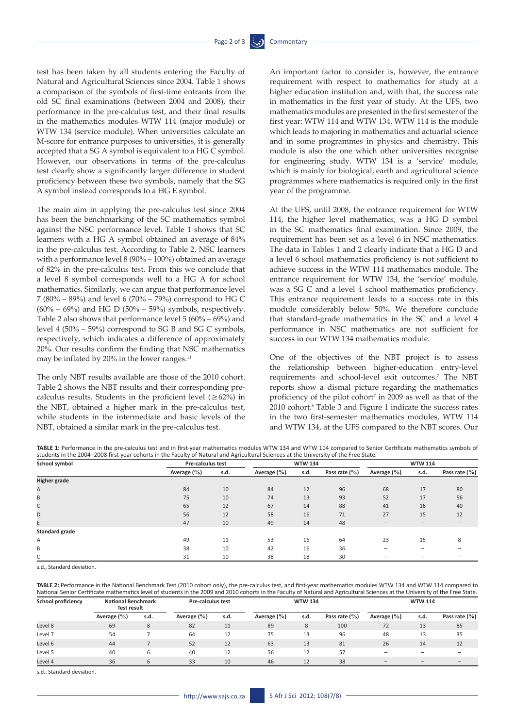test has been taken by all students entering the Faculty of Natural and Agricultural Sciences since 2004. Table 1 shows a comparison of the symbols of first-time entrants from the old SC final examinations (between 2004 and 2008), their performance in the pre-calculus test, and their final results in the mathematics modules WTW 114 (major module) or WTW 134 (service module). When universities calculate an M-score for entrance purposes to universities, it is generally accepted that a SG A symbol is equivalent to a HG C symbol. However, our observations in terms of the pre-calculus test clearly show a significantly larger difference in student proficiency between these two symbols, namely that the SG A symbol instead corresponds to a HG E symbol.

The main aim in applying the pre-calculus test since 2004 has been the benchmarking of the SC mathematics symbol against the NSC performance level. Table 1 shows that SC learners with a HG A symbol obtained an average of 84% in the pre-calculus test. According to Table 2, NSC learners with a performance level 8 (90% – 100%) obtained an average of 82% in the pre-calculus test. From this we conclude that a level 8 symbol corresponds well to a HG A for school mathematics. Similarly, we can argue that performance level 7 (80% – 89%) and level 6 (70% – 79%) correspond to HG C (60% – 69%) and HG D (50% – 59%) symbols, respectively. Table 2 also shows that performance level 5 (60% – 69%) and level 4 (50% – 59%) correspond to SG B and SG C symbols, respectively, which indicates a difference of approximately 20%. Our results confirm the finding that NSC mathematics may be inflated by 20% in the lower ranges.[11]

The only NBT results available are those of the 2010 cohort. Table 2 shows the NBT results and their corresponding pre-calculus results. Students in the proficient level (≥62%) in the NBT, obtained a higher mark in the pre-calculus test, while students in the intermediate and basic levels of the NBT, obtained a similar mark in the pre-calculus test.

An important factor to consider is, however, the entrance requirement with respect to mathematics for study at a higher education institution and, with that, the success rate in mathematics in the first year of study. At the UFS, two mathematics modules are presented in the first semester of the first year: WTW 114 and WTW 134. WTW 114 is the module which leads to majoring in mathematics and actuarial science and in some programmes in physics and chemistry. This module is also the one which other universities recognise for engineering study. WTW 134 is a 'service' module, which is mainly for biological, earth and agricultural science programmes where mathematics is required only in the first year of the programme.

At the UFS, until 2008, the entrance requirement for WTW 114, the higher level mathematics, was a HG D symbol in the SC mathematics final examination. Since 2009, the requirement has been set as a level 6 in NSC mathematics. The data in Tables 1 and 2 clearly indicate that a HG D and a level 6 school mathematics proficiency is not sufficient to achieve success in the WTW 114 mathematics module. The entrance requirement for WTW 134, the 'service' module, was a SG C and a level 4 school mathematics proficiency. This entrance requirement leads to a success rate in this module considerably below 50%. We therefore conclude that standard-grade mathematics in the SC and a level 4 performance in NSC mathematics are not sufficient for success in our WTW 134 mathematics module.

One of the objectives of the NBT project is to assess the relationship between higher-education entry-level requirements and school-level exit outcomes.[7] The NBT reports show a dismal picture regarding the mathematics proficiency of the pilot cohort[7] in 2009 as well as that of the 2010 cohort.[6] Table 3 and Figure 1 indicate the success rates in the two first-semester mathematics modules, WTW 114 and WTW 134, at the UFS compared to the NBT scores. Our

**TABLE 1:** Performance in the pre-calculus test and in first-year mathematics modules WTW 134 and WTW 114 compared to Senior Certificate mathematics symbols of students in the 2004–2008 first-year cohorts in the Faculty of Natural and Agricultural Sciences at the University of the Free State.

| School symbol | Pre-calculus test | | WTW 134 | | | WTW 114 | | |
|---|---|---|---|---|---|---|---|---|
| | Average (%) | s.d. | Average (%) | s.d. | Pass rate (%) | Average (%) | s.d. | Pass rate (%) |
| **Higher grade** | | | | | | | | |
| A | 84 | 10 | 84 | 12 | 96 | 68 | 17 | 80 |
| B | 75 | 10 | 74 | 13 | 93 | 52 | 17 | 56 |
| C | 65 | 12 | 67 | 14 | 88 | 41 | 16 | 40 |
| D | 56 | 12 | 58 | 16 | 71 | 27 | 15 | 12 |
| E | 47 | 10 | 49 | 14 | 48 | – | – | – |
| **Standard grade** | | | | | | | | |
| A | 49 | 11 | 53 | 16 | 64 | 23 | 15 | 8 |
| B | 38 | 10 | 42 | 16 | 36 | – | – | – |
| C | 31 | 10 | 38 | 18 | 30 | – | – | – |

s.d., Standard deviation.

**TABLE 2:** Performance in the National Benchmark Test (2010 cohort only), the pre-calculus test, and first-year mathematics modules WTW 134 and WTW 114 compared to National Senior Certificate mathematics level of students in the 2009 and 2010 cohorts in the Faculty of Natural and Agricultural Sciences at the University of the Free State.

| School proficiency | National Benchmark Test result | | Pre-calculus test | | WTW 134 | | | WTW 114 | | |
|---|---|---|---|---|---|---|---|---|---|---|
| | Average (%) | s.d. | Average (%) | s.d. | Average (%) | s.d. | Pass rate (%) | Average (%) | s.d. | Pass rate (%) |
| Level 8 | 69 | 8 | 82 | 11 | 89 | 8 | 100 | 72 | 13 | 85 |
| Level 7 | 54 | 7 | 64 | 12 | 75 | 13 | 96 | 48 | 13 | 35 |
| Level 6 | 44 | 7 | 52 | 12 | 63 | 13 | 81 | 26 | 14 | 12 |
| Level 5 | 40 | 6 | 40 | 12 | 56 | 12 | 57 | – | – | – |
| Level 4 | 36 | 6 | 33 | 10 | 46 | 12 | 38 | – | – | – |

s.d., Standard deviation.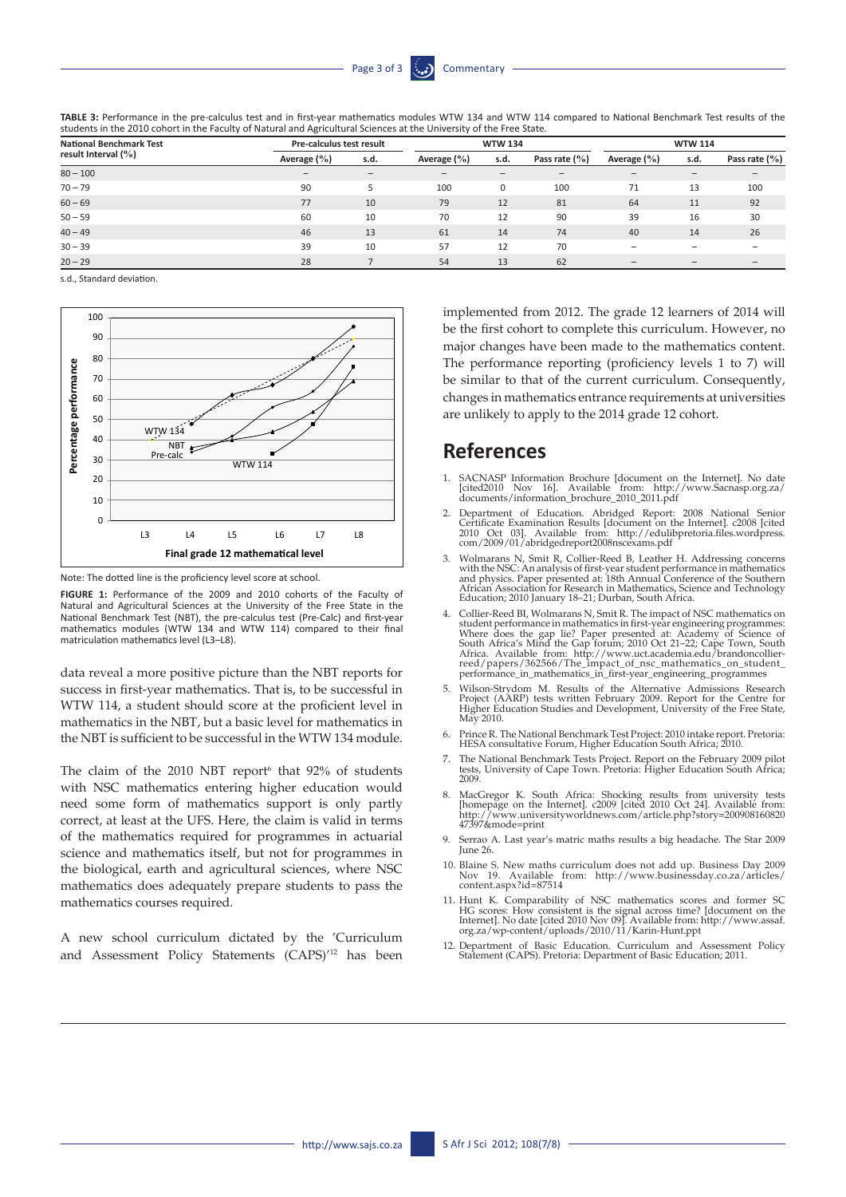**TABLE 3:** Performance in the pre-calculus test and in first-year mathematics modules WTW 134 and WTW 114 compared to National Benchmark Test results of the students in the 2010 cohort in the Faculty of Natural and Agricultural Sciences at the University of the Free State.

| National Benchmark Test result Interval (%) | Pre-calculus test result | | WTW 134 | | | WTW 114 | | |
|---|---|---|---|---|---|---|---|---|
| | Average (%) | s.d. | Average (%) | s.d. | Pass rate (%) | Average (%) | s.d. | Pass rate (%) |
| 80 – 100 | – | – | – | – | – | – | – | – |
| 70 – 79 | 90 | 5 | 100 | 0 | 100 | 71 | 13 | 100 |
| 60 – 69 | 77 | 10 | 79 | 12 | 81 | 64 | 11 | 92 |
| 50 – 59 | 60 | 10 | 70 | 12 | 90 | 39 | 16 | 30 |
| 40 – 49 | 46 | 13 | 61 | 14 | 74 | 40 | 14 | 26 |
| 30 – 39 | 39 | 10 | 57 | 12 | 70 | – | – | – |
| 20 – 29 | 28 | 7 | 54 | 13 | 62 | – | – | – |

s.d., Standard deviation.

Percentage performance
100
90
80
70
60
50
40
30
20
10
0
L3 L4 L5 L6 L7 L8
Final grade 12 mathematical level
WTW 134
NBT
Pre-calc
WTW 114

Note: The dotted line is the proficiency level score at school.

**FIGURE 1:** Performance of the 2009 and 2010 cohorts of the Faculty of Natural and Agricultural Sciences at the University of the Free State in the National Benchmark Test (NBT), the pre-calculus test (Pre-Calc) and first-year mathematics modules (WTW 134 and WTW 114) compared to their final matriculation mathematics level (L3–L8).

data reveal a more positive picture than the NBT reports for success in first-year mathematics. That is, to be successful in WTW 114, a student should score at the proficient level in mathematics in the NBT, but a basic level for mathematics in the NBT is sufficient to be successful in the WTW 134 module.

The claim of the 2010 NBT report[6] that 92% of students with NSC mathematics entering higher education would need some form of mathematics support is only partly correct, at least at the UFS. Here, the claim is valid in terms of the mathematics required for programmes in actuarial science and mathematics itself, but not for programmes in the biological, earth and agricultural sciences, where NSC mathematics does adequately prepare students to pass the mathematics courses required.

A new school curriculum dictated by the 'Curriculum and Assessment Policy Statements (CAPS)'[12] has been implemented from 2012. The grade 12 learners of 2014 will be the first cohort to complete this curriculum. However, no major changes have been made to the mathematics content. The performance reporting (proficiency levels 1 to 7) will be similar to that of the current curriculum. Consequently, changes in mathematics entrance requirements at universities are unlikely to apply to the 2014 grade 12 cohort.

## References

1. SACNASP Information Brochure [document on the Internet]. No date [cited2010 Nov 16]. Available from: http://www.Sacnasp.org.za/documents/information_brochure_2010_2011.pdf
2. Department of Education. Abridged Report: 2008 National Senior Certificate Examination Results [document on the Internet]. c2008 [cited 2010 Oct 03]. Available from: http://edulibpretoria.files.wordpress.com/2009/01/abridgedreport2008nscexams.pdf
3. Wolmarans N, Smit R, Collier-Reed B, Leather H. Addressing concerns with the NSC: An analysis of first-year student performance in mathematics and physics. Paper presented at: 18th Annual Conference of the Southern African Association for Research in Mathematics, Science and Technology Education; 2010 January 18–21; Durban, South Africa.
4. Collier-Reed BI, Wolmarans N, Smit R. The impact of NSC mathematics on student performance in mathematics in first-year engineering programmes: Where does the gap lie? Paper presented at: Academy of Science of South Africa's Mind the Gap forum; 2010 Oct 21–22; Cape Town, South Africa. Available from: http://www.uct.academia.edu/brandoncollier-reed/papers/362566/The_impact_of_nsc_mathematics_on_student_performance_in_mathematics_in_first-year_engineering_programmes
5. Wilson-Strydom M. Results of the Alternative Admissions Research Project (AARP) tests written February 2009. Report for the Centre for Higher Education Studies and Development, University of the Free State, May 2010.
6. Prince R. The National Benchmark Test Project: 2010 intake report. Pretoria: HESA consultative Forum, Higher Education South Africa; 2010.
7. The National Benchmark Tests Project. Report on the February 2009 pilot tests, University of Cape Town. Pretoria: Higher Education South Africa; 2009.
8. MacGregor K. South Africa: Shocking results from university tests [homepage on the Internet]. c2009 [cited 2010 Oct 24]. Available from: http://www.universityworldnews.com/article.php?story=20090816082047397&mode=print
9. Serrao A. Last year's matric maths results a big headache. The Star 2009 June 26.
10. Blaine S. New maths curriculum does not add up. Business Day 2009 Nov 19. Available from: http://www.businessday.co.za/articles/content.aspx?id=87514
11. Hunt K. Comparability of NSC mathematics scores and former SC HG scores: How consistent is the signal across time? [document on the Internet]. No date [cited 2010 Nov 09]. Available from: http://www.assaf.org.za/wp-content/uploads/2010/11/Karin-Hunt.ppt
12. Department of Basic Education. Curriculum and Assessment Policy Statement (CAPS). Pretoria: Department of Basic Education; 2011.